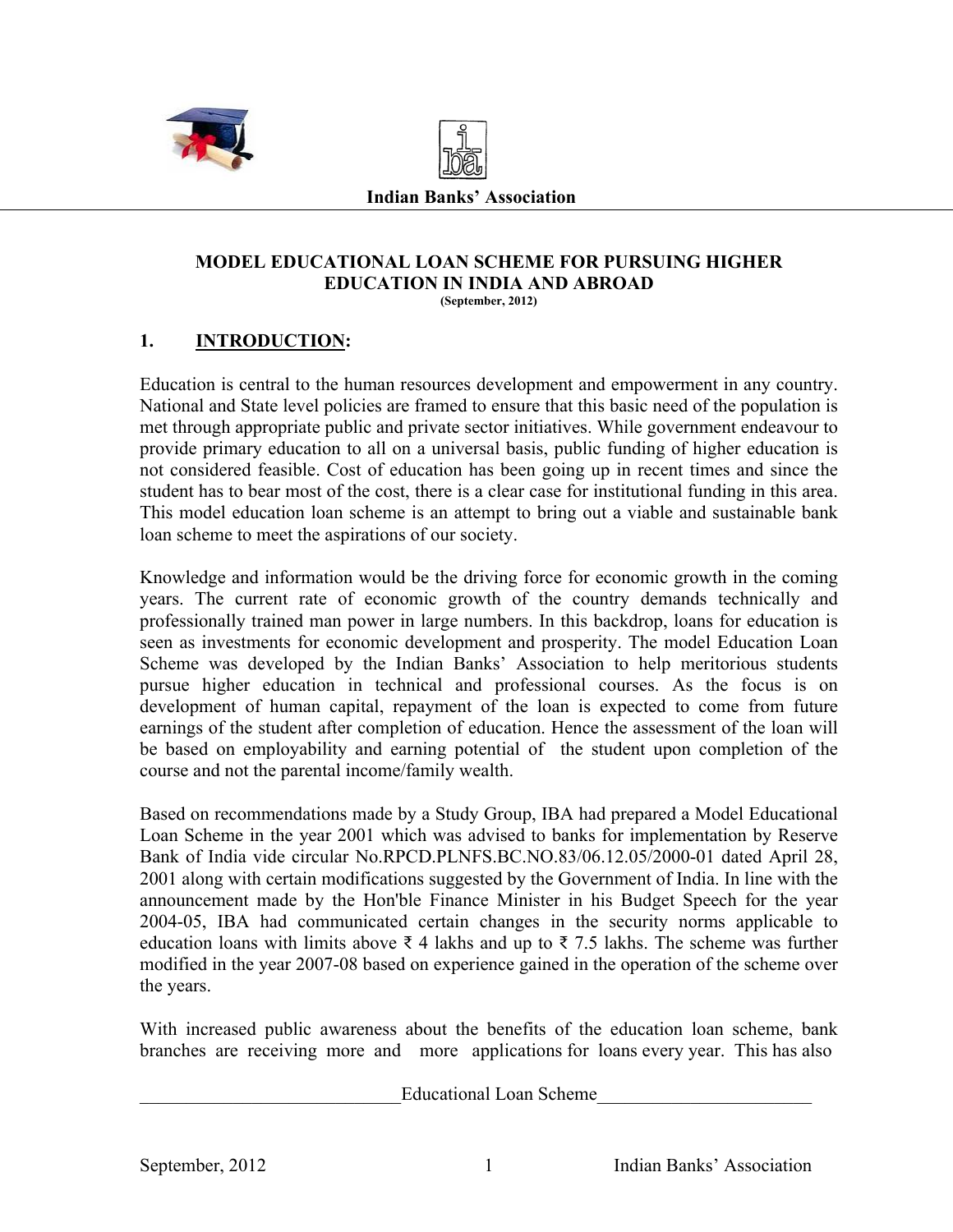**Indian Banks' Association**

# MODEL EDUCATIONAL LOAN SCHEME FOR PURSUING HIGHER EDUCATION IN INDIA AND ABROAD

**(September, 2012)**

## 1. INTRODUCTION:

Education is central to the human resources development and empowerment in any country. National and State level policies are framed to ensure that this basic need of the population is met through appropriate public and private sector initiatives. While government endeavour to provide primary education to all on a universal basis, public funding of higher education is not considered feasible. Cost of education has been going up in recent times and since the student has to bear most of the cost, there is a clear case for institutional funding in this area. This model education loan scheme is an attempt to bring out a viable and sustainable bank loan scheme to meet the aspirations of our society.

Knowledge and information would be the driving force for economic growth in the coming years. The current rate of economic growth of the country demands technically and professionally trained man power in large numbers. In this backdrop, loans for education is seen as investments for economic development and prosperity. The model Education Loan Scheme was developed by the Indian Banks' Association to help meritorious students pursue higher education in technical and professional courses. As the focus is on development of human capital, repayment of the loan is expected to come from future earnings of the student after completion of education. Hence the assessment of the loan will be based on employability and earning potential of the student upon completion of the course and not the parental income/family wealth.

Based on recommendations made by a Study Group, IBA had prepared a Model Educational Loan Scheme in the year 2001 which was advised to banks for implementation by Reserve Bank of India vide circular No.RPCD.PLNFS.BC.NO.83/06.12.05/2000-01 dated April 28, 2001 along with certain modifications suggested by the Government of India. In line with the announcement made by the Hon'ble Finance Minister in his Budget Speech for the year 2004-05, IBA had communicated certain changes in the security norms applicable to education loans with limits above ₹ 4 lakhs and up to ₹ 7.5 lakhs. The scheme was further modified in the year 2007-08 based on experience gained in the operation of the scheme over the years.

With increased public awareness about the benefits of the education loan scheme, bank branches are receiving more and more applications for loans every year. This has also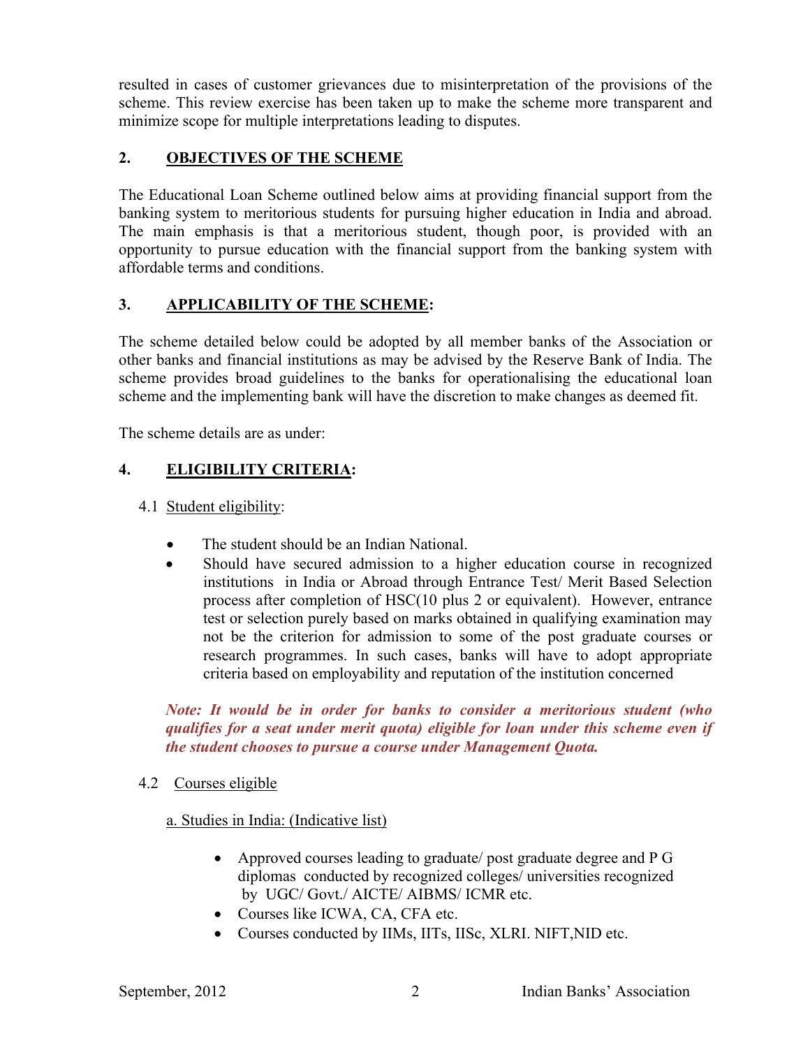resulted in cases of customer grievances due to misinterpretation of the provisions of the scheme. This review exercise has been taken up to make the scheme more transparent and minimize scope for multiple interpretations leading to disputes.

## 2. OBJECTIVES OF THE SCHEME

The Educational Loan Scheme outlined below aims at providing financial support from the banking system to meritorious students for pursuing higher education in India and abroad. The main emphasis is that a meritorious student, though poor, is provided with an opportunity to pursue education with the financial support from the banking system with affordable terms and conditions.

## 3. APPLICABILITY OF THE SCHEME:

The scheme detailed below could be adopted by all member banks of the Association or other banks and financial institutions as may be advised by the Reserve Bank of India. The scheme provides broad guidelines to the banks for operationalising the educational loan scheme and the implementing bank will have the discretion to make changes as deemed fit.

The scheme details are as under:

## 4. ELIGIBILITY CRITERIA:

### 4.1 Student eligibility:

- The student should be an Indian National.
- Should have secured admission to a higher education course in recognized institutions in India or Abroad through Entrance Test/ Merit Based Selection process after completion of HSC(10 plus 2 or equivalent). However, entrance test or selection purely based on marks obtained in qualifying examination may not be the criterion for admission to some of the post graduate courses or research programmes. In such cases, banks will have to adopt appropriate criteria based on employability and reputation of the institution concerned

***Note: It would be in order for banks to consider a meritorious student (who qualifies for a seat under merit quota) eligible for loan under this scheme even if the student chooses to pursue a course under Management Quota.***

### 4.2 Courses eligible

a. Studies in India: (Indicative list)

- Approved courses leading to graduate/ post graduate degree and P G diplomas conducted by recognized colleges/ universities recognized by UGC/ Govt./ AICTE/ AIBMS/ ICMR etc.
- Courses like ICWA, CA, CFA etc.
- Courses conducted by IIMs, IITs, IISc, XLRI. NIFT,NID etc.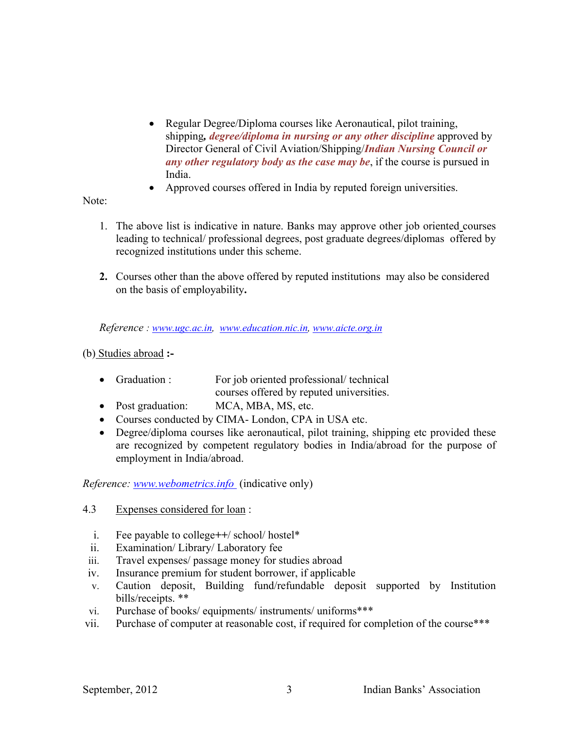- Regular Degree/Diploma courses like Aeronautical, pilot training, shipping*, **degree/diploma in nursing or any other discipline*** approved by Director General of Civil Aviation/Shipping/***Indian Nursing Council or any other regulatory body as the case may be***, if the course is pursued in India.
- Approved courses offered in India by reputed foreign universities.

Note:

1. The above list is indicative in nature. Banks may approve other job oriented courses leading to technical/ professional degrees, post graduate degrees/diplomas offered by recognized institutions under this scheme.

2. Courses other than the above offered by reputed institutions may also be considered on the basis of employability.

*Reference : [www.ugc.ac.in](http://www.ugc.ac.in), [www.education.nic.in](http://www.education.nic.in), [www.aicte.org.in](http://www.aicte.org.in)*

(b) Studies abroad **:-**

- Graduation : For job oriented professional/ technical courses offered by reputed universities.
- Post graduation: MCA, MBA, MS, etc.
- Courses conducted by CIMA- London, CPA in USA etc.
- Degree/diploma courses like aeronautical, pilot training, shipping etc provided these are recognized by competent regulatory bodies in India/abroad for the purpose of employment in India/abroad.

*Reference: [www.webometrics.info](http://www.webometrics.info)* (indicative only)

4.3 Expenses considered for loan :

i. Fee payable to college++/ school/ hostel*
ii. Examination/ Library/ Laboratory fee
iii. Travel expenses/ passage money for studies abroad
iv. Insurance premium for student borrower, if applicable
v. Caution deposit, Building fund/refundable deposit supported by Institution bills/receipts. **
vi. Purchase of books/ equipments/ instruments/ uniforms***
vii. Purchase of computer at reasonable cost, if required for completion of the course***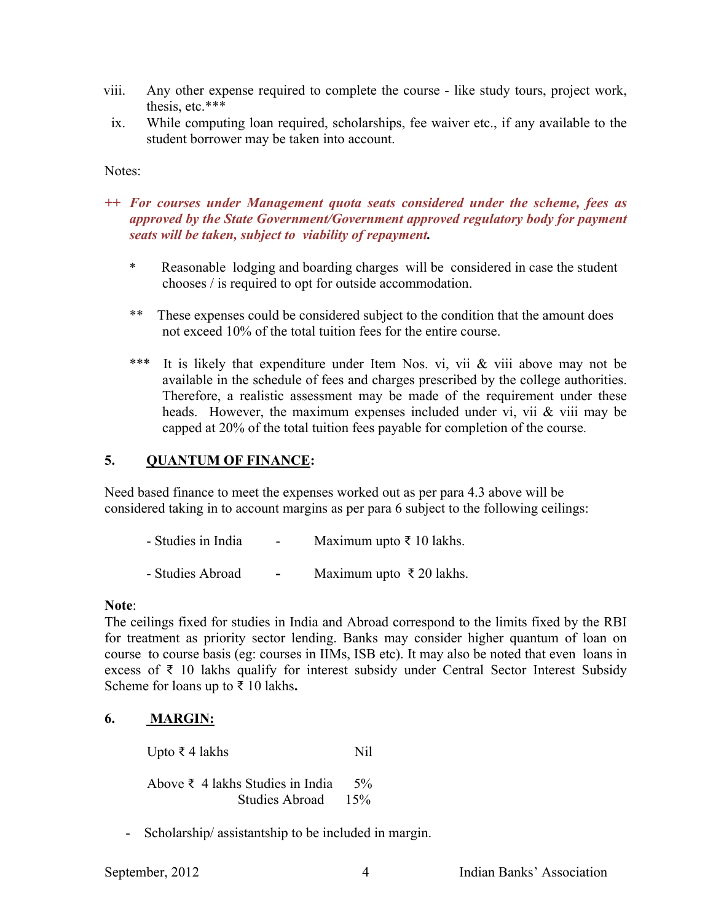viii. Any other expense required to complete the course - like study tours, project work, thesis, etc.***

ix. While computing loan required, scholarships, fee waiver etc., if any available to the student borrower may be taken into account.

Notes:

++ ***For courses under Management quota seats considered under the scheme, fees as approved by the State Government/Government approved regulatory body for payment seats will be taken, subject to viability of repayment.***

\* Reasonable lodging and boarding charges will be considered in case the student chooses / is required to opt for outside accommodation.

\*\* These expenses could be considered subject to the condition that the amount does not exceed 10% of the total tuition fees for the entire course.

\*\*\* It is likely that expenditure under Item Nos. vi, vii & viii above may not be available in the schedule of fees and charges prescribed by the college authorities. Therefore, a realistic assessment may be made of the requirement under these heads. However, the maximum expenses included under vi, vii & viii may be capped at 20% of the total tuition fees payable for completion of the course.

## 5. QUANTUM OF FINANCE:

Need based finance to meet the expenses worked out as per para 4.3 above will be considered taking in to account margins as per para 6 subject to the following ceilings:

| | | |
|---|---|---|
| - Studies in India | - | Maximum upto ₹ 10 lakhs. |
| - Studies Abroad | - | Maximum upto ₹ 20 lakhs. |

**Note**:
The ceilings fixed for studies in India and Abroad correspond to the limits fixed by the RBI for treatment as priority sector lending. Banks may consider higher quantum of loan on course to course basis (eg: courses in IIMs, ISB etc). It may also be noted that even loans in excess of ₹ 10 lakhs qualify for interest subsidy under Central Sector Interest Subsidy Scheme for loans up to ₹ 10 lakhs**.**

## 6. MARGIN:

| | | |
|---|---|---|
| Upto ₹ 4 lakhs | | Nil |
| Above ₹ 4 lakhs | Studies in India | 5% |
| | Studies Abroad | 15% |

- Scholarship/ assistantship to be included in margin.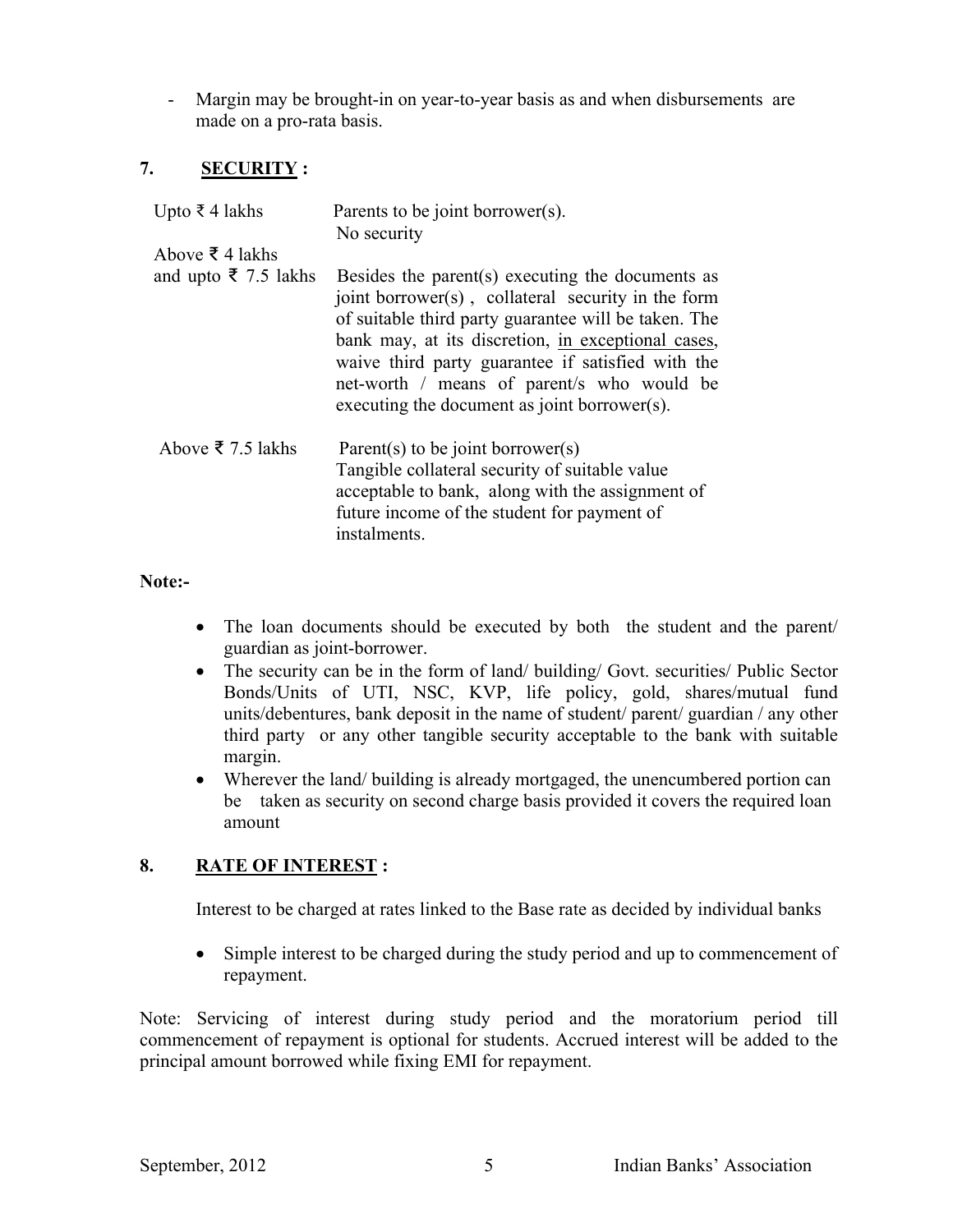- Margin may be brought-in on year-to-year basis as and when disbursements are made on a pro-rata basis.

## 7. SECURITY :

| | |
|---|---|
| Upto ₹ 4 lakhs | Parents to be joint borrower(s). No security |
| Above ₹ 4 lakhs and upto ₹ 7.5 lakhs | Besides the parent(s) executing the documents as joint borrower(s) , collateral security in the form of suitable third party guarantee will be taken. The bank may, at its discretion, in exceptional cases, waive third party guarantee if satisfied with the net-worth / means of parent/s who would be executing the document as joint borrower(s). |
| Above ₹ 7.5 lakhs | Parent(s) to be joint borrower(s) Tangible collateral security of suitable value acceptable to bank, along with the assignment of future income of the student for payment of instalments. |

**Note:-**

- The loan documents should be executed by both the student and the parent/ guardian as joint-borrower.
- The security can be in the form of land/ building/ Govt. securities/ Public Sector Bonds/Units of UTI, NSC, KVP, life policy, gold, shares/mutual fund units/debentures, bank deposit in the name of student/ parent/ guardian / any other third party or any other tangible security acceptable to the bank with suitable margin.
- Wherever the land/ building is already mortgaged, the unencumbered portion can be taken as security on second charge basis provided it covers the required loan amount

## 8. RATE OF INTEREST :

Interest to be charged at rates linked to the Base rate as decided by individual banks

- Simple interest to be charged during the study period and up to commencement of repayment.

Note: Servicing of interest during study period and the moratorium period till commencement of repayment is optional for students. Accrued interest will be added to the principal amount borrowed while fixing EMI for repayment.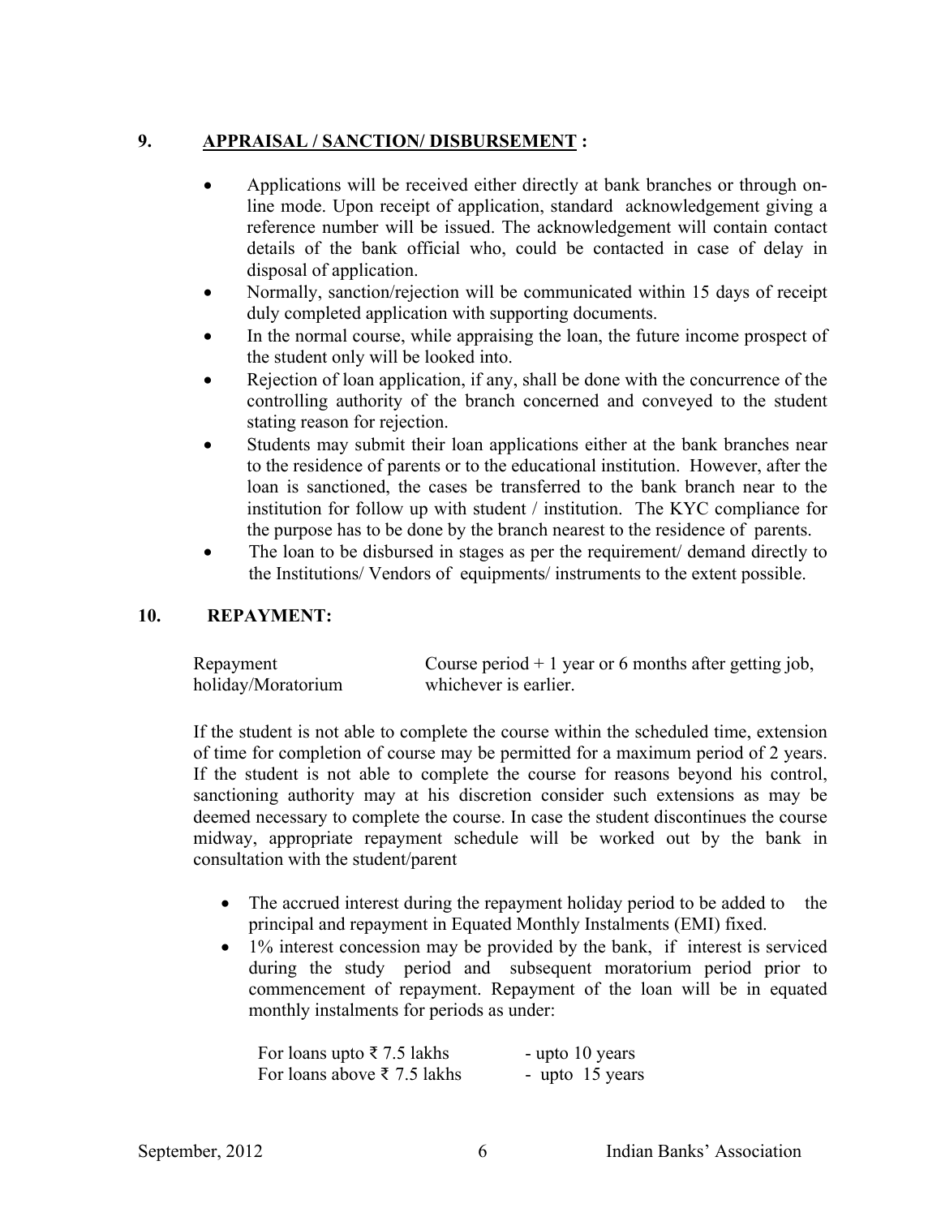## 9. APPRAISAL / SANCTION/ DISBURSEMENT :

- Applications will be received either directly at bank branches or through on-line mode. Upon receipt of application, standard acknowledgement giving a reference number will be issued. The acknowledgement will contain contact details of the bank official who, could be contacted in case of delay in disposal of application.
- Normally, sanction/rejection will be communicated within 15 days of receipt duly completed application with supporting documents.
- In the normal course, while appraising the loan, the future income prospect of the student only will be looked into.
- Rejection of loan application, if any, shall be done with the concurrence of the controlling authority of the branch concerned and conveyed to the student stating reason for rejection.
- Students may submit their loan applications either at the bank branches near to the residence of parents or to the educational institution. However, after the loan is sanctioned, the cases be transferred to the bank branch near to the institution for follow up with student / institution. The KYC compliance for the purpose has to be done by the branch nearest to the residence of parents.
- The loan to be disbursed in stages as per the requirement/ demand directly to the Institutions/ Vendors of equipments/ instruments to the extent possible.

## 10. REPAYMENT:

| | |
|---|---|
| Repayment holiday/Moratorium | Course period + 1 year or 6 months after getting job, whichever is earlier. |

If the student is not able to complete the course within the scheduled time, extension of time for completion of course may be permitted for a maximum period of 2 years. If the student is not able to complete the course for reasons beyond his control, sanctioning authority may at his discretion consider such extensions as may be deemed necessary to complete the course. In case the student discontinues the course midway, appropriate repayment schedule will be worked out by the bank in consultation with the student/parent

- The accrued interest during the repayment holiday period to be added to the principal and repayment in Equated Monthly Instalments (EMI) fixed.
- 1% interest concession may be provided by the bank, if interest is serviced during the study period and subsequent moratorium period prior to commencement of repayment. Repayment of the loan will be in equated monthly instalments for periods as under:

| | |
|---|---|
| For loans upto ₹ 7.5 lakhs | - upto 10 years |
| For loans above ₹ 7.5 lakhs | - upto 15 years |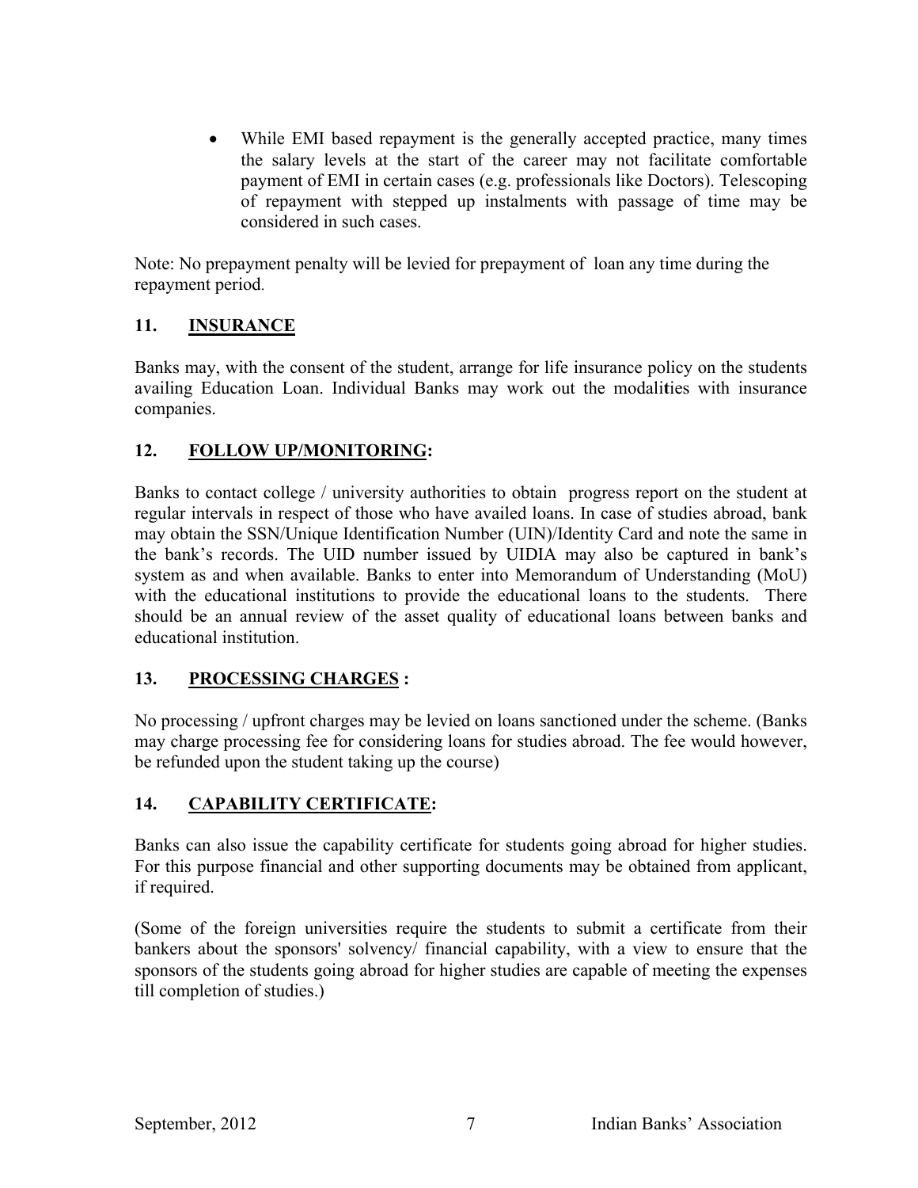- While EMI based repayment is the generally accepted practice, many times the salary levels at the start of the career may not facilitate comfortable payment of EMI in certain cases (e.g. professionals like Doctors). Telescoping of repayment with stepped up instalments with passage of time may be considered in such cases.

Note: No prepayment penalty will be levied for prepayment of loan any time during the repayment period.

## 11. INSURANCE

Banks may, with the consent of the student, arrange for life insurance policy on the students availing Education Loan. Individual Banks may work out the modalities with insurance companies.

## 12. FOLLOW UP/MONITORING:

Banks to contact college / university authorities to obtain progress report on the student at regular intervals in respect of those who have availed loans. In case of studies abroad, bank may obtain the SSN/Unique Identification Number (UIN)/Identity Card and note the same in the bank's records. The UID number issued by UIDIA may also be captured in bank's system as and when available. Banks to enter into Memorandum of Understanding (MoU) with the educational institutions to provide the educational loans to the students. There should be an annual review of the asset quality of educational loans between banks and educational institution.

## 13. PROCESSING CHARGES :

No processing / upfront charges may be levied on loans sanctioned under the scheme. (Banks may charge processing fee for considering loans for studies abroad. The fee would however, be refunded upon the student taking up the course)

## 14. CAPABILITY CERTIFICATE:

Banks can also issue the capability certificate for students going abroad for higher studies. For this purpose financial and other supporting documents may be obtained from applicant, if required.

(Some of the foreign universities require the students to submit a certificate from their bankers about the sponsors' solvency/ financial capability, with a view to ensure that the sponsors of the students going abroad for higher studies are capable of meeting the expenses till completion of studies.)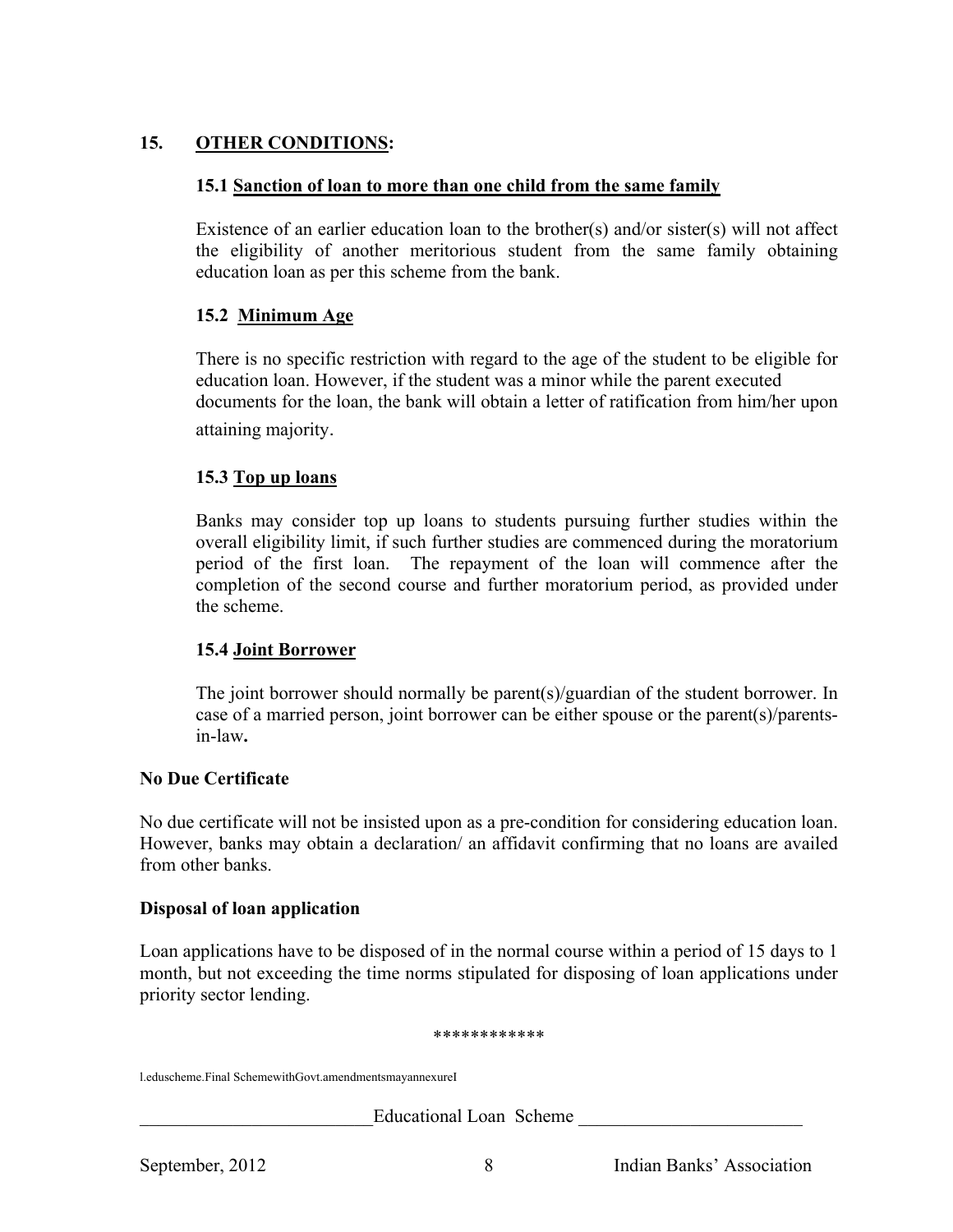## 15. OTHER CONDITIONS:

### 15.1 Sanction of loan to more than one child from the same family

Existence of an earlier education loan to the brother(s) and/or sister(s) will not affect the eligibility of another meritorious student from the same family obtaining education loan as per this scheme from the bank.

### 15.2 Minimum Age

There is no specific restriction with regard to the age of the student to be eligible for education loan. However, if the student was a minor while the parent executed documents for the loan, the bank will obtain a letter of ratification from him/her upon attaining majority.

### 15.3 Top up loans

Banks may consider top up loans to students pursuing further studies within the overall eligibility limit, if such further studies are commenced during the moratorium period of the first loan. The repayment of the loan will commence after the completion of the second course and further moratorium period, as provided under the scheme.

### 15.4 Joint Borrower

The joint borrower should normally be parent(s)/guardian of the student borrower. In case of a married person, joint borrower can be either spouse or the parent(s)/parents-in-law.

**No Due Certificate**

No due certificate will not be insisted upon as a pre-condition for considering education loan. However, banks may obtain a declaration/ an affidavit confirming that no loans are availed from other banks.

**Disposal of loan application**

Loan applications have to be disposed of in the normal course within a period of 15 days to 1 month, but not exceeding the time norms stipulated for disposing of loan applications under priority sector lending.

************

l.eduscheme.Final SchemewithGovt.amendmentsmayannexureI